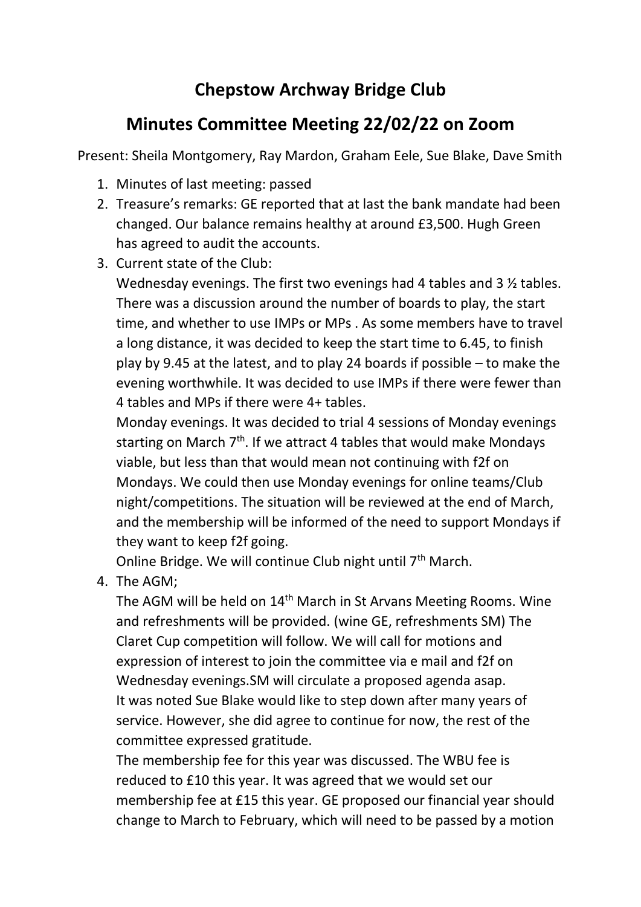# Chepstow Archway Bridge Club

## Minutes Committee Meeting 22/02/22 on Zoom

Present: Sheila Montgomery, Ray Mardon, Graham Eele, Sue Blake, Dave Smith

1. Minutes of last meeting: passed
2. Treasure's remarks: GE reported that at last the bank mandate had been changed. Our balance remains healthy at around £3,500. Hugh Green has agreed to audit the accounts.
3. Current state of the Club:

   Wednesday evenings. The first two evenings had 4 tables and 3 ½ tables. There was a discussion around the number of boards to play, the start time, and whether to use IMPs or MPs . As some members have to travel a long distance, it was decided to keep the start time to 6.45, to finish play by 9.45 at the latest, and to play 24 boards if possible – to make the evening worthwhile. It was decided to use IMPs if there were fewer than 4 tables and MPs if there were 4+ tables.

   Monday evenings. It was decided to trial 4 sessions of Monday evenings starting on March 7th. If we attract 4 tables that would make Mondays viable, but less than that would mean not continuing with f2f on Mondays. We could then use Monday evenings for online teams/Club night/competitions. The situation will be reviewed at the end of March, and the membership will be informed of the need to support Mondays if they want to keep f2f going.

   Online Bridge. We will continue Club night until 7th March.
4. The AGM;

   The AGM will be held on 14th March in St Arvans Meeting Rooms. Wine and refreshments will be provided. (wine GE, refreshments SM) The Claret Cup competition will follow. We will call for motions and expression of interest to join the committee via e mail and f2f on Wednesday evenings.SM will circulate a proposed agenda asap.

   It was noted Sue Blake would like to step down after many years of service. However, she did agree to continue for now, the rest of the committee expressed gratitude.

   The membership fee for this year was discussed. The WBU fee is reduced to £10 this year. It was agreed that we would set our membership fee at £15 this year. GE proposed our financial year should change to March to February, which will need to be passed by a motion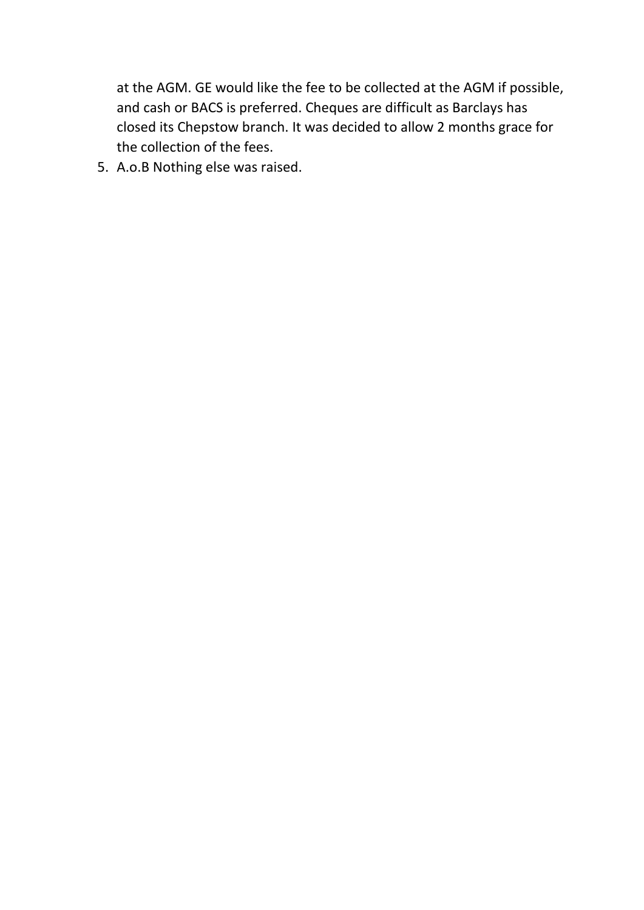at the AGM. GE would like the fee to be collected at the AGM if possible, and cash or BACS is preferred. Cheques are difficult as Barclays has closed its Chepstow branch. It was decided to allow 2 months grace for the collection of the fees.

5. A.o.B Nothing else was raised.